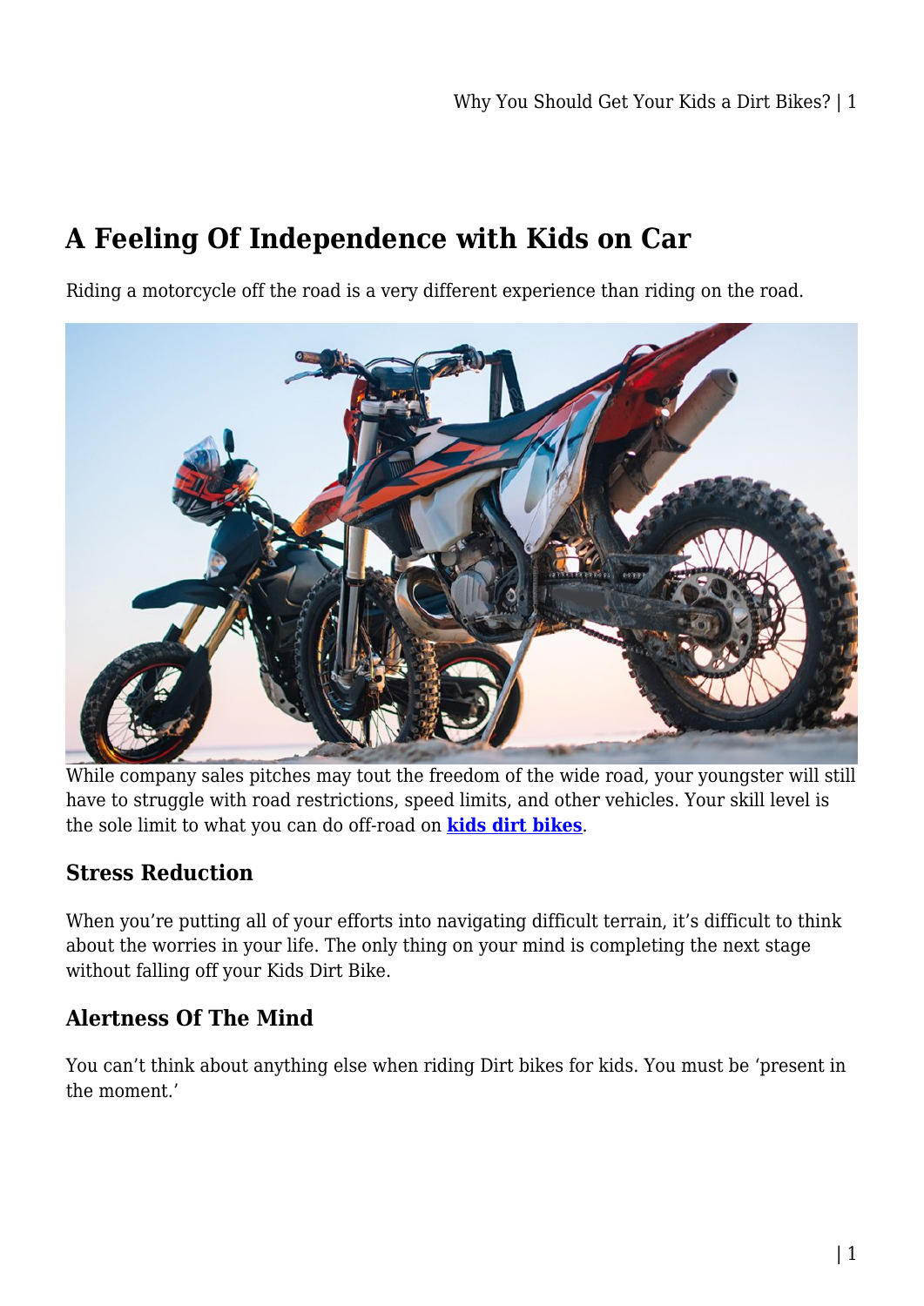## A Feeling Of Independence with Kids on Car

Riding a motorcycle off the road is a very different experience than riding on the road.

While company sales pitches may tout the freedom of the wide road, your youngster will still have to struggle with road restrictions, speed limits, and other vehicles. Your skill level is the sole limit to what you can do off-road on **kids dirt bikes**.

### Stress Reduction

When you're putting all of your efforts into navigating difficult terrain, it's difficult to think about the worries in your life. The only thing on your mind is completing the next stage without falling off your Kids Dirt Bike.

### Alertness Of The Mind

You can't think about anything else when riding Dirt bikes for kids. You must be 'present in the moment.'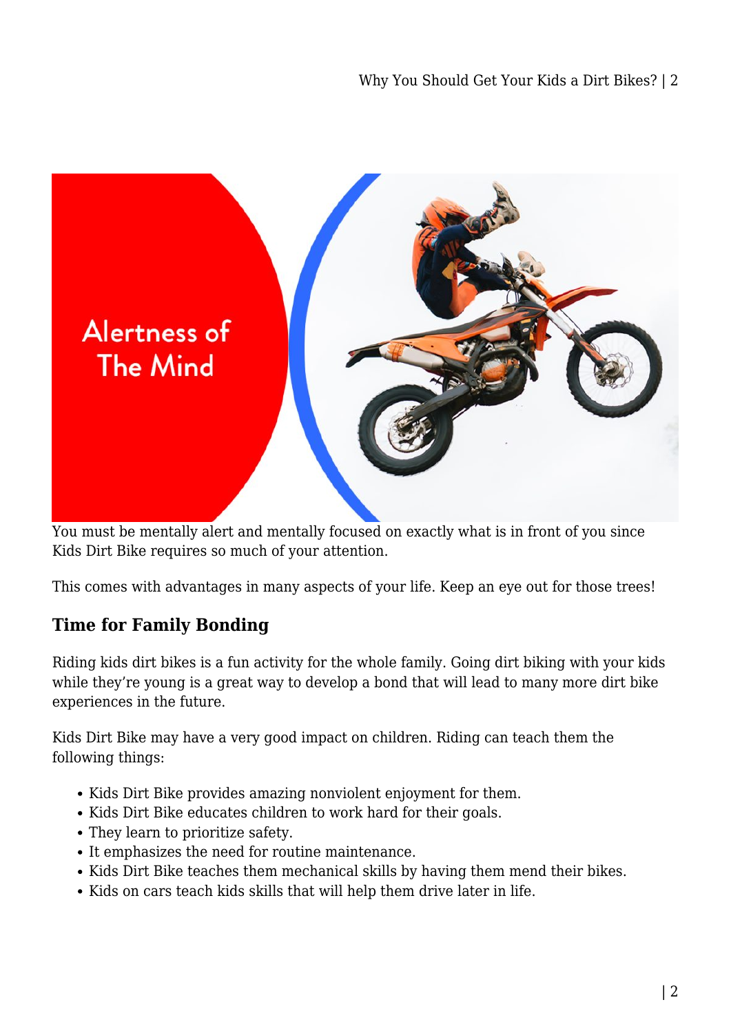Alertness of The Mind

You must be mentally alert and mentally focused on exactly what is in front of you since Kids Dirt Bike requires so much of your attention.

This comes with advantages in many aspects of your life. Keep an eye out for those trees!

### Time for Family Bonding

Riding kids dirt bikes is a fun activity for the whole family. Going dirt biking with your kids while they're young is a great way to develop a bond that will lead to many more dirt bike experiences in the future.

Kids Dirt Bike may have a very good impact on children. Riding can teach them the following things:

- Kids Dirt Bike provides amazing nonviolent enjoyment for them.
- Kids Dirt Bike educates children to work hard for their goals.
- They learn to prioritize safety.
- It emphasizes the need for routine maintenance.
- Kids Dirt Bike teaches them mechanical skills by having them mend their bikes.
- Kids on cars teach kids skills that will help them drive later in life.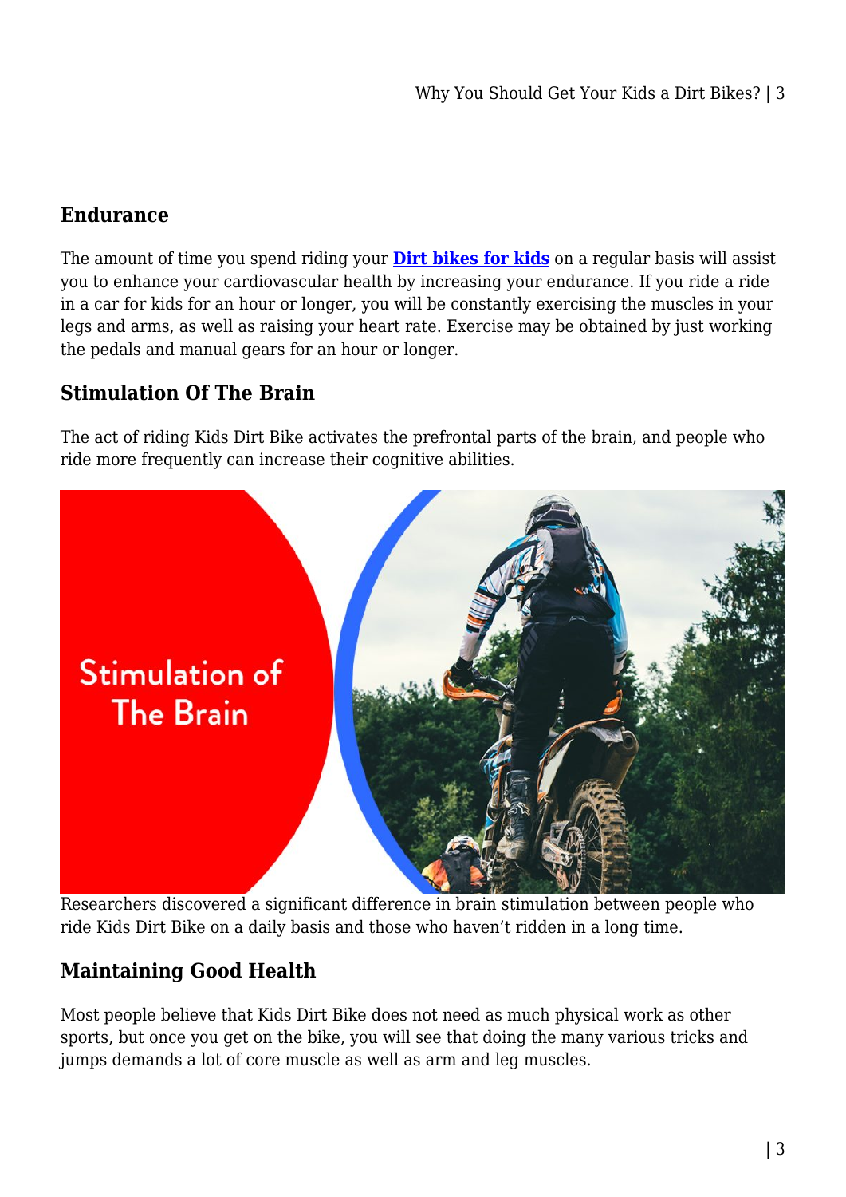## Endurance

The amount of time you spend riding your **[Dirt bikes for kids]** on a regular basis will assist you to enhance your cardiovascular health by increasing your endurance. If you ride a ride in a car for kids for an hour or longer, you will be constantly exercising the muscles in your legs and arms, as well as raising your heart rate. Exercise may be obtained by just working the pedals and manual gears for an hour or longer.

## Stimulation Of The Brain

The act of riding Kids Dirt Bike activates the prefrontal parts of the brain, and people who ride more frequently can increase their cognitive abilities.

Researchers discovered a significant difference in brain stimulation between people who ride Kids Dirt Bike on a daily basis and those who haven't ridden in a long time.

## Maintaining Good Health

Most people believe that Kids Dirt Bike does not need as much physical work as other sports, but once you get on the bike, you will see that doing the many various tricks and jumps demands a lot of core muscle as well as arm and leg muscles.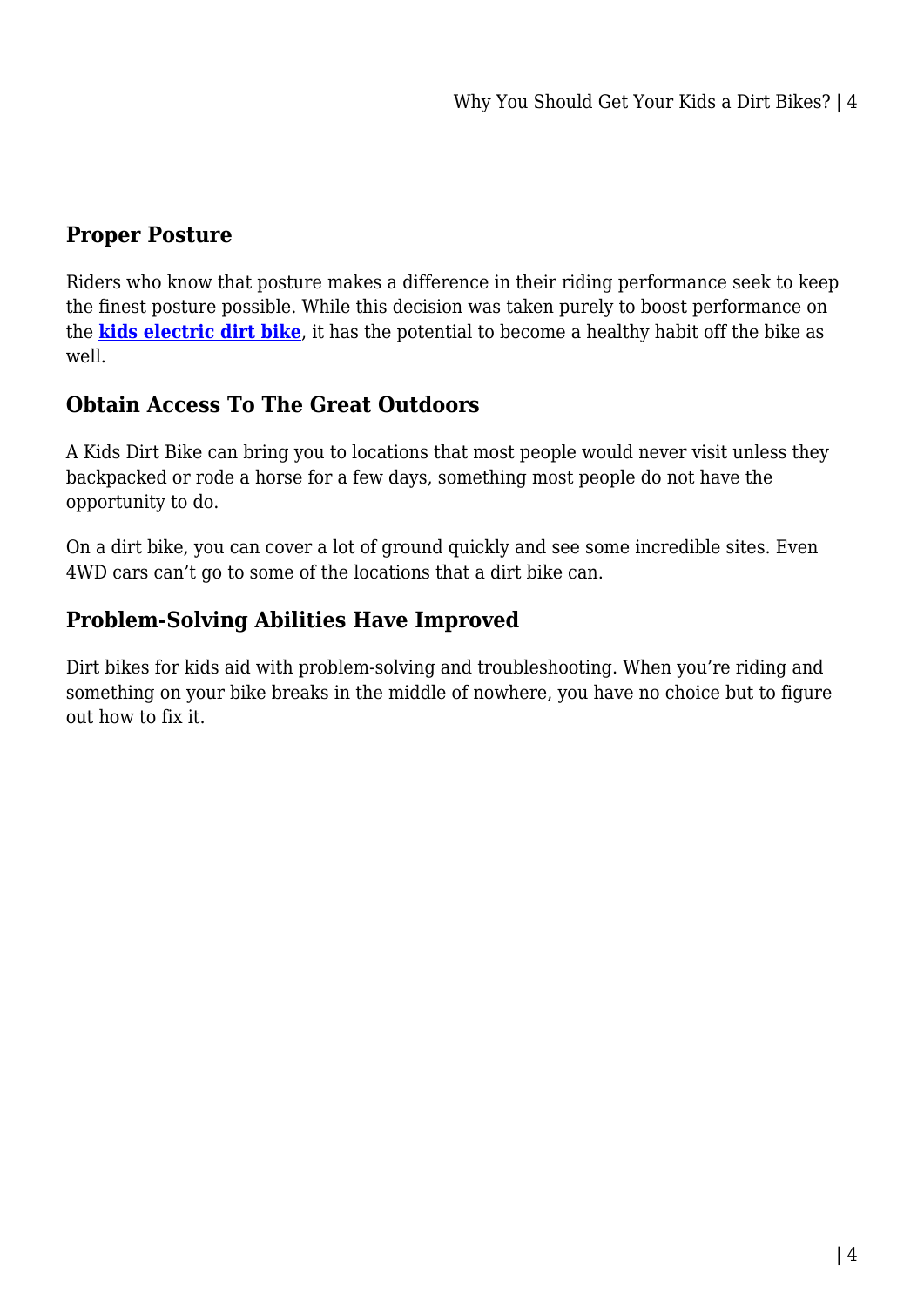### Proper Posture

Riders who know that posture makes a difference in their riding performance seek to keep the finest posture possible. While this decision was taken purely to boost performance on the **kids electric dirt bike**, it has the potential to become a healthy habit off the bike as well.

### Obtain Access To The Great Outdoors

A Kids Dirt Bike can bring you to locations that most people would never visit unless they backpacked or rode a horse for a few days, something most people do not have the opportunity to do.

On a dirt bike, you can cover a lot of ground quickly and see some incredible sites. Even 4WD cars can't go to some of the locations that a dirt bike can.

### Problem-Solving Abilities Have Improved

Dirt bikes for kids aid with problem-solving and troubleshooting. When you're riding and something on your bike breaks in the middle of nowhere, you have no choice but to figure out how to fix it.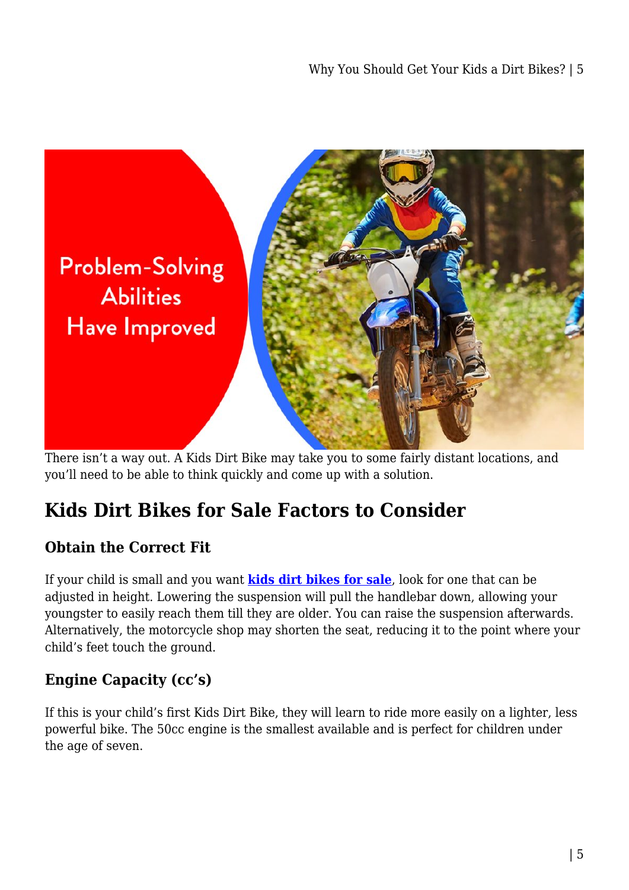There isn't a way out. A Kids Dirt Bike may take you to some fairly distant locations, and you'll need to be able to think quickly and come up with a solution.

## Kids Dirt Bikes for Sale Factors to Consider

### Obtain the Correct Fit

If your child is small and you want **kids dirt bikes for sale**, look for one that can be adjusted in height. Lowering the suspension will pull the handlebar down, allowing your youngster to easily reach them till they are older. You can raise the suspension afterwards. Alternatively, the motorcycle shop may shorten the seat, reducing it to the point where your child's feet touch the ground.

### Engine Capacity (cc's)

If this is your child's first Kids Dirt Bike, they will learn to ride more easily on a lighter, less powerful bike. The 50cc engine is the smallest available and is perfect for children under the age of seven.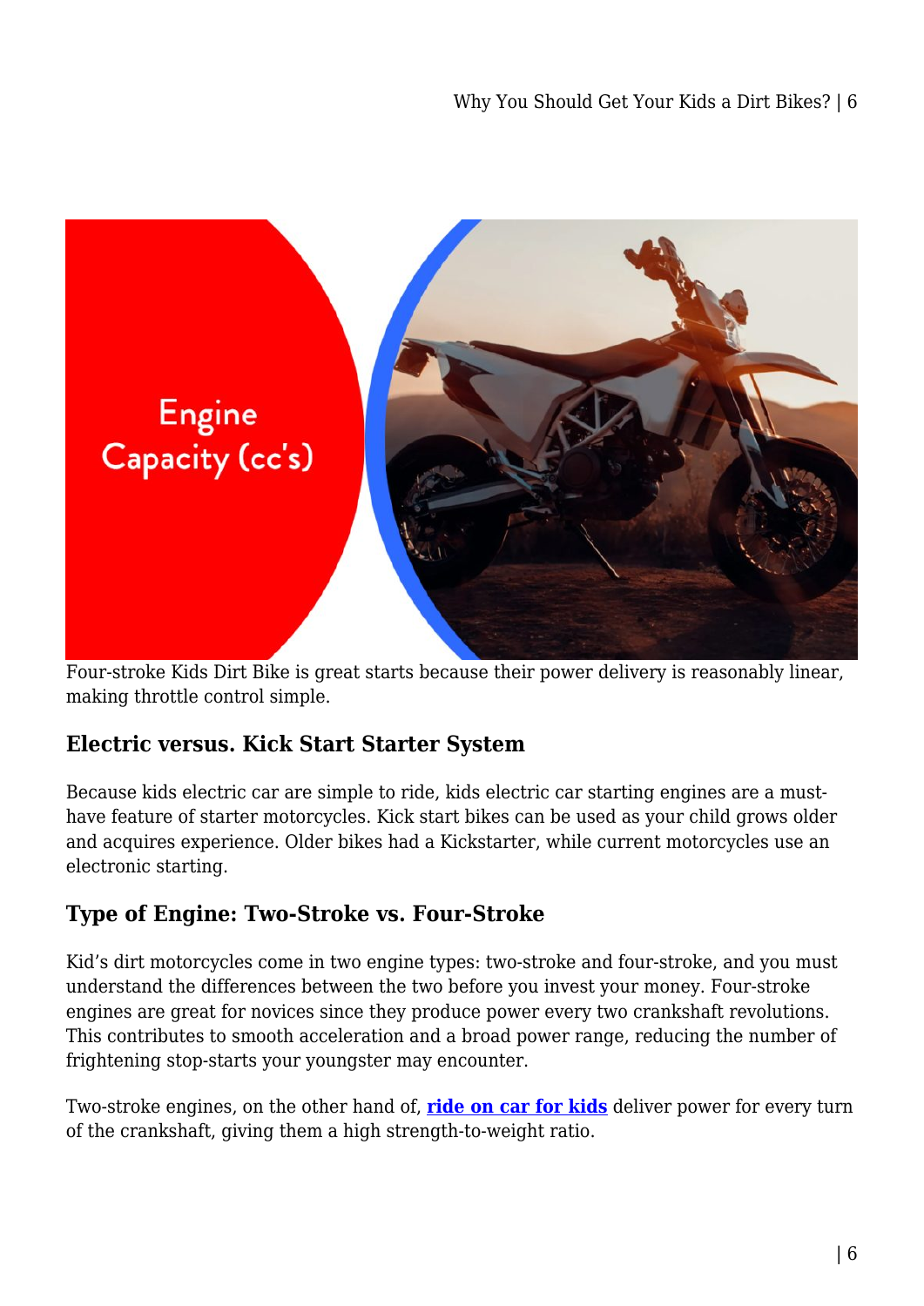Four-stroke Kids Dirt Bike is great starts because their power delivery is reasonably linear, making throttle control simple.

## Electric versus. Kick Start Starter System

Because kids electric car are simple to ride, kids electric car starting engines are a must-have feature of starter motorcycles. Kick start bikes can be used as your child grows older and acquires experience. Older bikes had a Kickstarter, while current motorcycles use an electronic starting.

## Type of Engine: Two-Stroke vs. Four-Stroke

Kid's dirt motorcycles come in two engine types: two-stroke and four-stroke, and you must understand the differences between the two before you invest your money. Four-stroke engines are great for novices since they produce power every two crankshaft revolutions. This contributes to smooth acceleration and a broad power range, reducing the number of frightening stop-starts your youngster may encounter.

Two-stroke engines, on the other hand of, **ride on car for kids** deliver power for every turn of the crankshaft, giving them a high strength-to-weight ratio.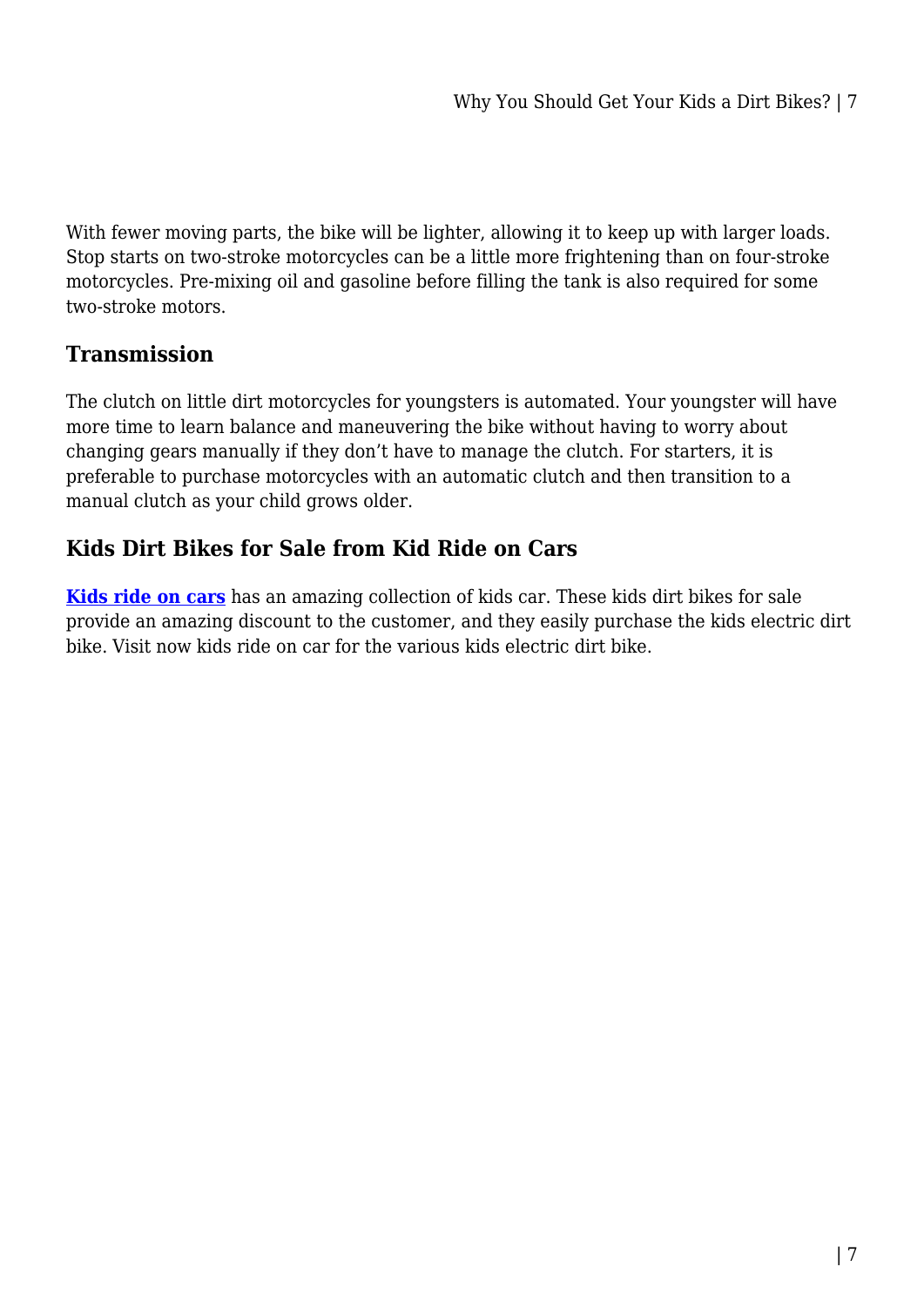With fewer moving parts, the bike will be lighter, allowing it to keep up with larger loads. Stop starts on two-stroke motorcycles can be a little more frightening than on four-stroke motorcycles. Pre-mixing oil and gasoline before filling the tank is also required for some two-stroke motors.

## Transmission

The clutch on little dirt motorcycles for youngsters is automated. Your youngster will have more time to learn balance and maneuvering the bike without having to worry about changing gears manually if they don't have to manage the clutch. For starters, it is preferable to purchase motorcycles with an automatic clutch and then transition to a manual clutch as your child grows older.

## Kids Dirt Bikes for Sale from Kid Ride on Cars

**Kids ride on cars** has an amazing collection of kids car. These kids dirt bikes for sale provide an amazing discount to the customer, and they easily purchase the kids electric dirt bike. Visit now kids ride on car for the various kids electric dirt bike.